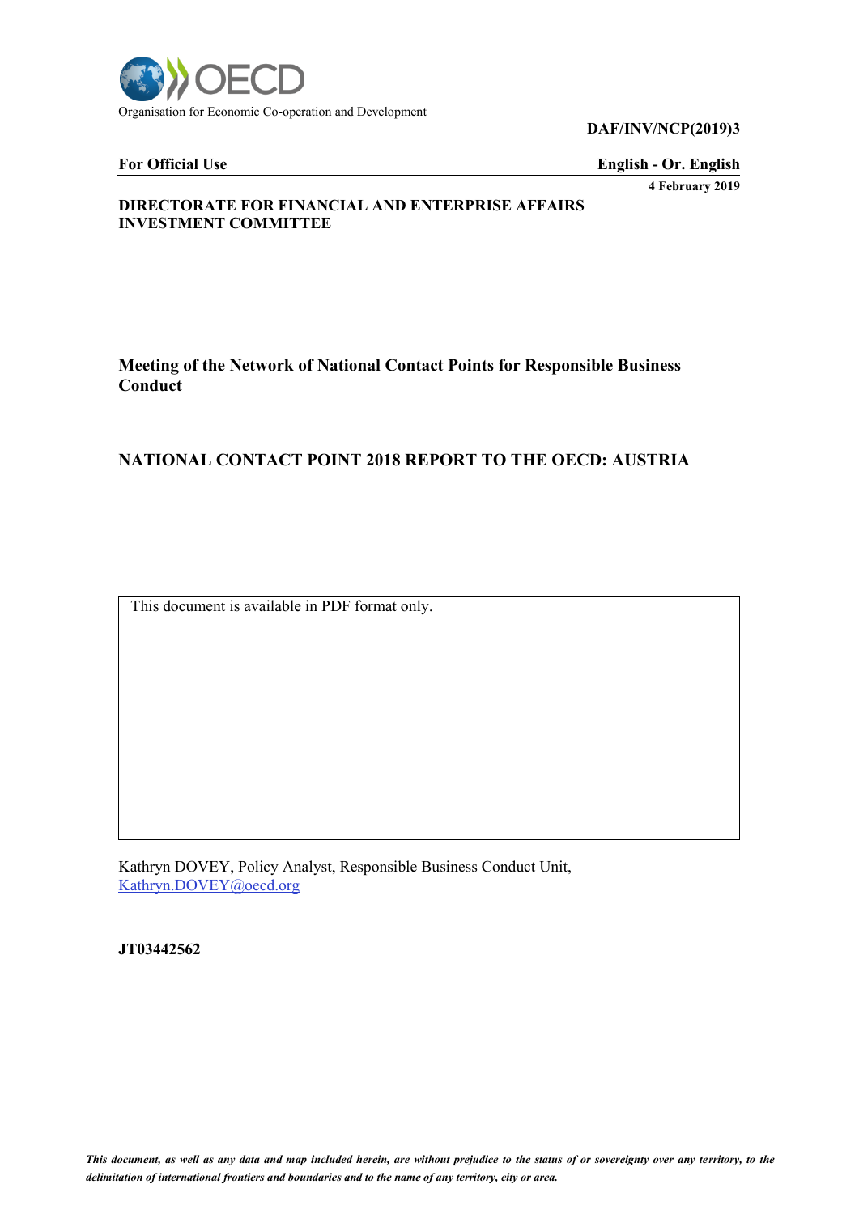Organisation for Economic Co-operation and Development

**DAF/INV/NCP(2019)3**

**For Official Use** **English - Or. English**

**4 February 2019**

**DIRECTORATE FOR FINANCIAL AND ENTERPRISE AFFAIRS**
**INVESTMENT COMMITTEE**

## Meeting of the Network of National Contact Points for Responsible Business Conduct

## NATIONAL CONTACT POINT 2018 REPORT TO THE OECD: AUSTRIA

This document is available in PDF format only.

Kathryn DOVEY, Policy Analyst, Responsible Business Conduct Unit, Kathryn.DOVEY@oecd.org

**JT03442562**

*This document, as well as any data and map included herein, are without prejudice to the status of or sovereignty over any territory, to the delimitation of international frontiers and boundaries and to the name of any territory, city or area.*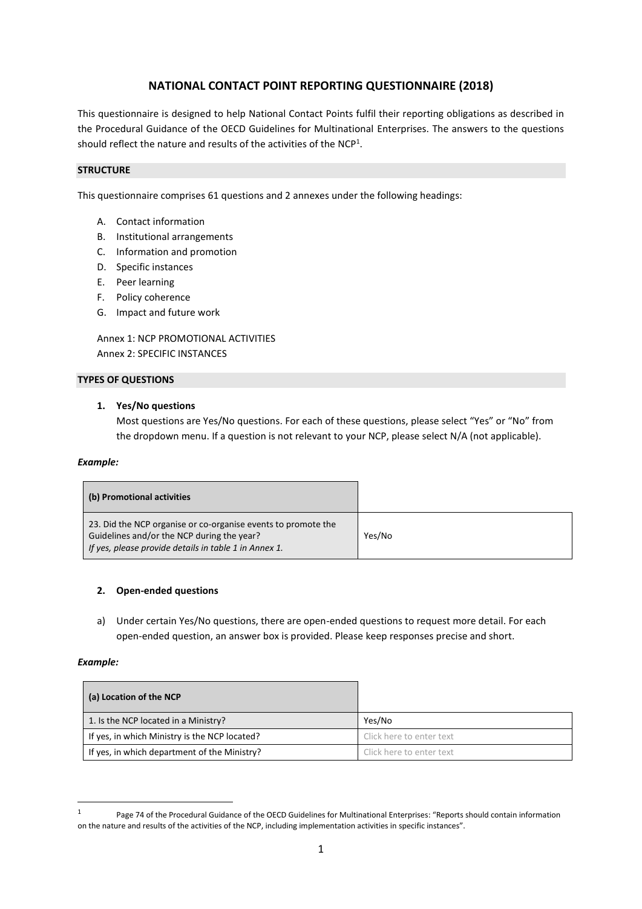# NATIONAL CONTACT POINT REPORTING QUESTIONNAIRE (2018)

This questionnaire is designed to help National Contact Points fulfil their reporting obligations as described in the Procedural Guidance of the OECD Guidelines for Multinational Enterprises. The answers to the questions should reflect the nature and results of the activities of the NCP[1].

## STRUCTURE

This questionnaire comprises 61 questions and 2 annexes under the following headings:

A. Contact information
B. Institutional arrangements
C. Information and promotion
D. Specific instances
E. Peer learning
F. Policy coherence
G. Impact and future work

Annex 1: NCP PROMOTIONAL ACTIVITIES
Annex 2: SPECIFIC INSTANCES

## TYPES OF QUESTIONS

1. **Yes/No questions**
   Most questions are Yes/No questions. For each of these questions, please select "Yes" or "No" from the dropdown menu. If a question is not relevant to your NCP, please select N/A (not applicable).

***Example:***

| (b) Promotional activities | |
|---|---|
| 23. Did the NCP organise or co-organise events to promote the Guidelines and/or the NCP during the year? *If yes, please provide details in table 1 in Annex 1.* | Yes/No |

2. **Open-ended questions**

a) Under certain Yes/No questions, there are open-ended questions to request more detail. For each open-ended question, an answer box is provided. Please keep responses precise and short.

***Example:***

| (a) Location of the NCP | |
|---|---|
| 1. Is the NCP located in a Ministry? | Yes/No |
| If yes, in which Ministry is the NCP located? | Click here to enter text |
| If yes, in which department of the Ministry? | Click here to enter text |

---

[1] Page 74 of the Procedural Guidance of the OECD Guidelines for Multinational Enterprises: "Reports should contain information on the nature and results of the activities of the NCP, including implementation activities in specific instances".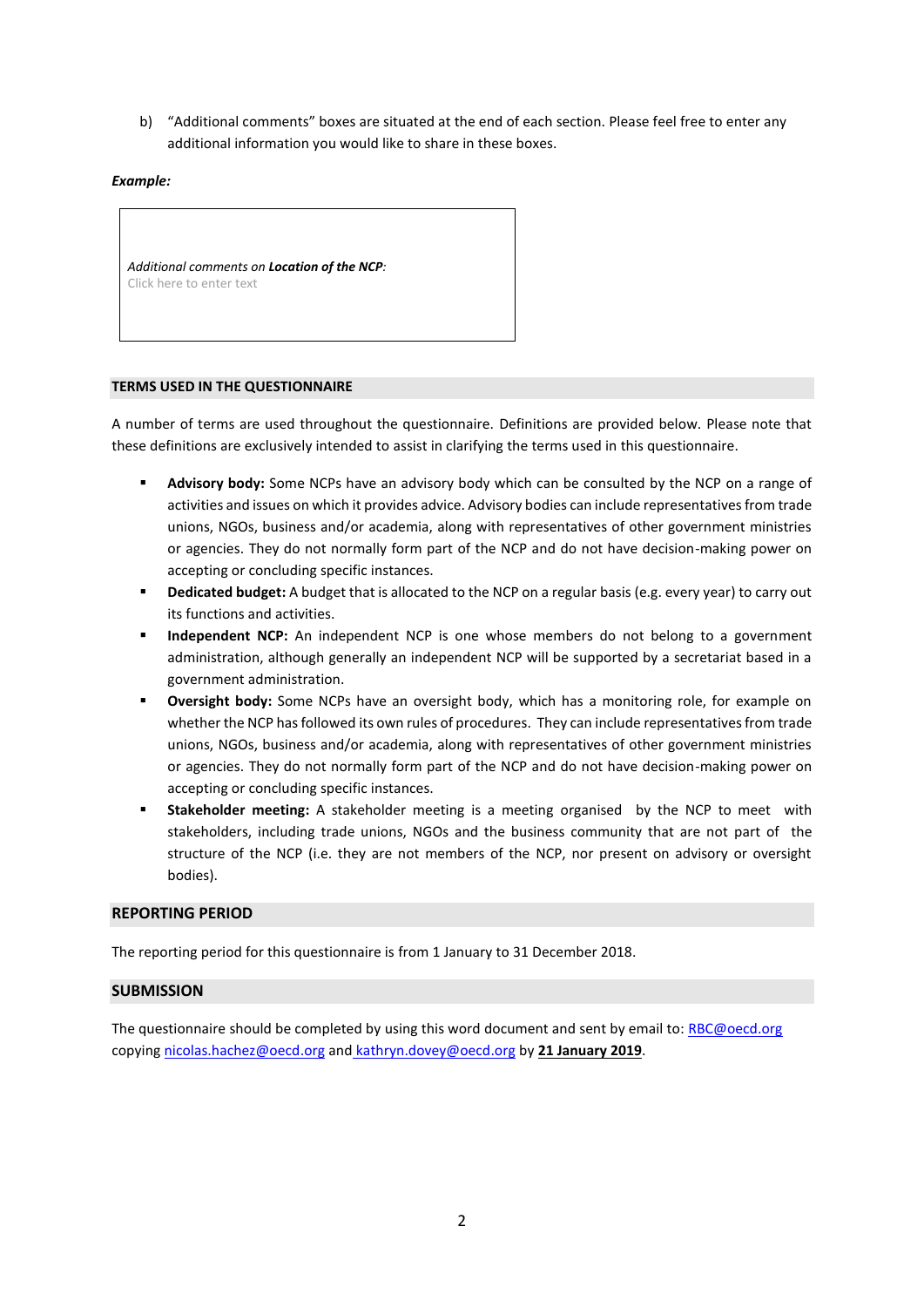b) "Additional comments" boxes are situated at the end of each section. Please feel free to enter any additional information you would like to share in these boxes.

***Example:***

> *Additional comments on **Location of the NCP**:*
> Click here to enter text

## TERMS USED IN THE QUESTIONNAIRE

A number of terms are used throughout the questionnaire. Definitions are provided below. Please note that these definitions are exclusively intended to assist in clarifying the terms used in this questionnaire.

- **Advisory body:** Some NCPs have an advisory body which can be consulted by the NCP on a range of activities and issues on which it provides advice. Advisory bodies can include representatives from trade unions, NGOs, business and/or academia, along with representatives of other government ministries or agencies. They do not normally form part of the NCP and do not have decision-making power on accepting or concluding specific instances.
- **Dedicated budget:** A budget that is allocated to the NCP on a regular basis (e.g. every year) to carry out its functions and activities.
- **Independent NCP:** An independent NCP is one whose members do not belong to a government administration, although generally an independent NCP will be supported by a secretariat based in a government administration.
- **Oversight body:** Some NCPs have an oversight body, which has a monitoring role, for example on whether the NCP has followed its own rules of procedures. They can include representatives from trade unions, NGOs, business and/or academia, along with representatives of other government ministries or agencies. They do not normally form part of the NCP and do not have decision-making power on accepting or concluding specific instances.
- **Stakeholder meeting:** A stakeholder meeting is a meeting organised by the NCP to meet with stakeholders, including trade unions, NGOs and the business community that are not part of the structure of the NCP (i.e. they are not members of the NCP, nor present on advisory or oversight bodies).

## REPORTING PERIOD

The reporting period for this questionnaire is from 1 January to 31 December 2018.

## SUBMISSION

The questionnaire should be completed by using this word document and sent by email to: RBC@oecd.org copying nicolas.hachez@oecd.org and kathryn.dovey@oecd.org by **21 January 2019**.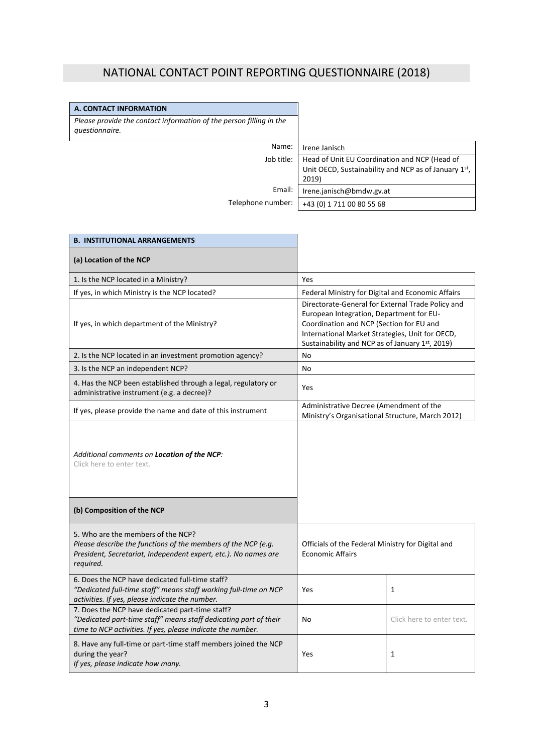# NATIONAL CONTACT POINT REPORTING QUESTIONNAIRE (2018)

| A. CONTACT INFORMATION | |
|---|---|
| *Please provide the contact information of the person filling in the questionnaire.* | |
| Name: | Irene Janisch |
| Job title: | Head of Unit EU Coordination and NCP (Head of Unit OECD, Sustainability and NCP as of January 1st, 2019) |
| Email: | Irene.janisch@bmdw.gv.at |
| Telephone number: | +43 (0) 1 711 00 80 55 68 |

| B. INSTITUTIONAL ARRANGEMENTS | | |
|---|---|---|
| **(a) Location of the NCP** | | |
| 1. Is the NCP located in a Ministry? | Yes | |
| If yes, in which Ministry is the NCP located? | Federal Ministry for Digital and Economic Affairs | |
| If yes, in which department of the Ministry? | Directorate-General for External Trade Policy and European Integration, Department for EU-Coordination and NCP (Section for EU and International Market Strategies, Unit for OECD, Sustainability and NCP as of January 1st, 2019) | |
| 2. Is the NCP located in an investment promotion agency? | No | |
| 3. Is the NCP an independent NCP? | No | |
| 4. Has the NCP been established through a legal, regulatory or administrative instrument (e.g. a decree)? | Yes | |
| If yes, please provide the name and date of this instrument | Administrative Decree (Amendment of the Ministry's Organisational Structure, March 2012) | |
| *Additional comments on* ***Location of the NCP:*** Click here to enter text. | | |
| **(b) Composition of the NCP** | | |
| 5. Who are the members of the NCP? *Please describe the functions of the members of the NCP (e.g. President, Secretariat, Independent expert, etc.). No names are required.* | Officials of the Federal Ministry for Digital and Economic Affairs | |
| 6. Does the NCP have dedicated full-time staff? *"Dedicated full-time staff" means staff working full-time on NCP activities. If yes, please indicate the number.* | Yes | 1 |
| 7. Does the NCP have dedicated part-time staff? *"Dedicated part-time staff" means staff dedicating part of their time to NCP activities. If yes, please indicate the number.* | No | Click here to enter text. |
| 8. Have any full-time or part-time staff members joined the NCP during the year? *If yes, please indicate how many.* | Yes | 1 |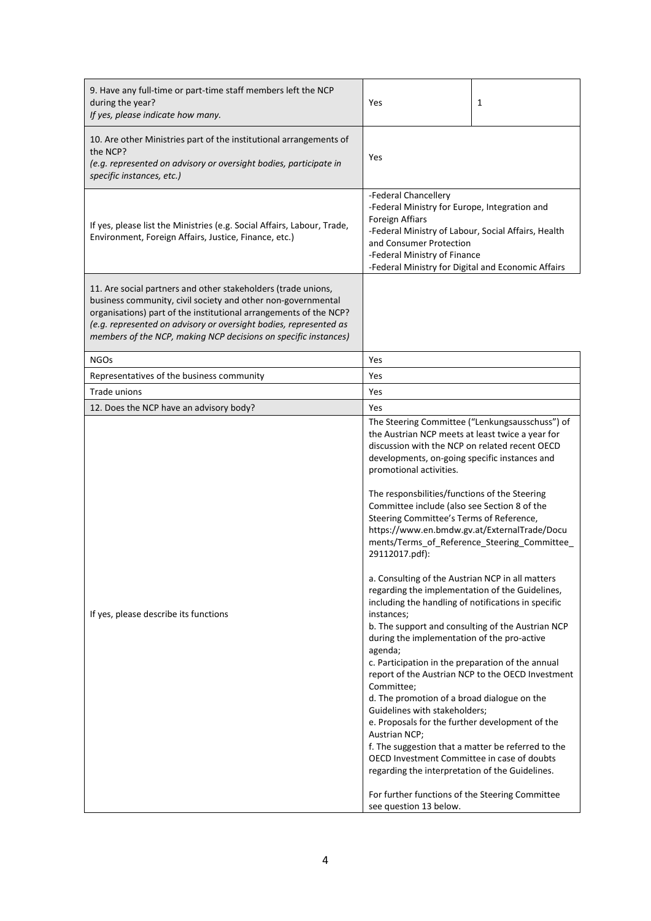| | | |
|---|---|---|
| 9. Have any full-time or part-time staff members left the NCP during the year?<br>*If yes, please indicate how many.* | Yes | 1 |
| 10. Are other Ministries part of the institutional arrangements of the NCP?<br>*(e.g. represented on advisory or oversight bodies, participate in specific instances, etc.)* | Yes | |
| If yes, please list the Ministries (e.g. Social Affairs, Labour, Trade, Environment, Foreign Affairs, Justice, Finance, etc.) | -Federal Chancellery<br>-Federal Ministry for Europe, Integration and Foreign Affairs<br>-Federal Ministry of Labour, Social Affairs, Health and Consumer Protection<br>-Federal Ministry of Finance<br>-Federal Ministry for Digital and Economic Affairs | |
| 11. Are social partners and other stakeholders (trade unions, business community, civil society and other non-governmental organisations) part of the institutional arrangements of the NCP?<br>*(e.g. represented on advisory or oversight bodies, represented as members of the NCP, making NCP decisions on specific instances)* | | |
| NGOs | Yes | |
| Representatives of the business community | Yes | |
| Trade unions | Yes | |
| 12. Does the NCP have an advisory body? | Yes | |
| If yes, please describe its functions | The Steering Committee ("Lenkungsausschuss") of the Austrian NCP meets at least twice a year for discussion with the NCP on related recent OECD developments, on-going specific instances and promotional activities.<br><br>The responsbilities/functions of the Steering Committee include (also see Section 8 of the Steering Committee's Terms of Reference, https://www.en.bmdw.gv.at/ExternalTrade/Documents/Terms_of_Reference_Steering_Committee_29112017.pdf):<br><br>a. Consulting of the Austrian NCP in all matters regarding the implementation of the Guidelines, including the handling of notifications in specific instances;<br>b. The support and consulting of the Austrian NCP during the implementation of the pro-active agenda;<br>c. Participation in the preparation of the annual report of the Austrian NCP to the OECD Investment Committee;<br>d. The promotion of a broad dialogue on the Guidelines with stakeholders;<br>e. Proposals for the further development of the Austrian NCP;<br>f. The suggestion that a matter be referred to the OECD Investment Committee in case of doubts regarding the interpretation of the Guidelines.<br><br>For further functions of the Steering Committee see question 13 below. | |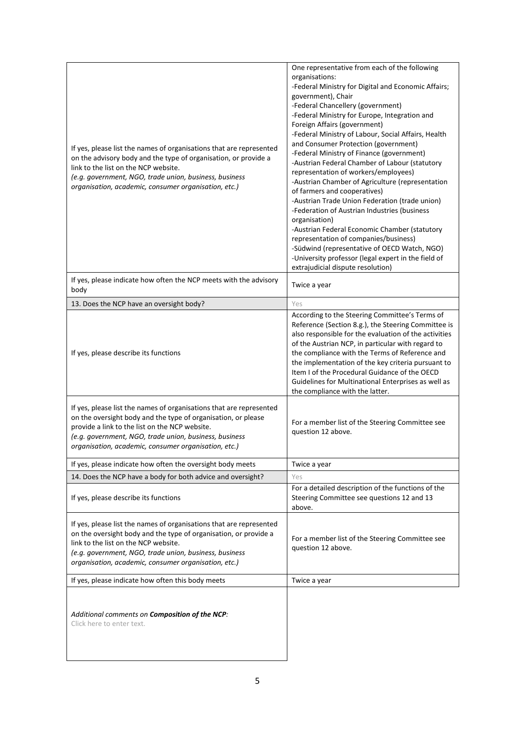| | |
|---|---|
| If yes, please list the names of organisations that are represented on the advisory body and the type of organisation, or provide a link to the list on the NCP website.<br>*(e.g. government, NGO, trade union, business, business organisation, academic, consumer organisation, etc.)* | One representative from each of the following organisations:<br>-Federal Ministry for Digital and Economic Affairs; government), Chair<br>-Federal Chancellery (government)<br>-Federal Ministry for Europe, Integration and Foreign Affairs (government)<br>-Federal Ministry of Labour, Social Affairs, Health and Consumer Protection (government)<br>-Federal Ministry of Finance (government)<br>-Austrian Federal Chamber of Labour (statutory representation of workers/employees)<br>-Austrian Chamber of Agriculture (representation of farmers and cooperatives)<br>-Austrian Trade Union Federation (trade union)<br>-Federation of Austrian Industries (business organisation)<br>-Austrian Federal Economic Chamber (statutory representation of companies/business)<br>-Südwind (representative of OECD Watch, NGO)<br>-University professor (legal expert in the field of extrajudicial dispute resolution) |
| If yes, please indicate how often the NCP meets with the advisory body | Twice a year |
| 13. Does the NCP have an oversight body? | Yes |
| If yes, please describe its functions | According to the Steering Committee's Terms of Reference (Section 8.g.), the Steering Committee is also responsible for the evaluation of the activities of the Austrian NCP, in particular with regard to the compliance with the Terms of Reference and the implementation of the key criteria pursuant to Item I of the Procedural Guidance of the OECD Guidelines for Multinational Enterprises as well as the compliance with the latter. |
| If yes, please list the names of organisations that are represented on the oversight body and the type of organisation, or please provide a link to the list on the NCP website.<br>*(e.g. government, NGO, trade union, business, business organisation, academic, consumer organisation, etc.)* | For a member list of the Steering Committee see question 12 above. |
| If yes, please indicate how often the oversight body meets | Twice a year |
| 14. Does the NCP have a body for both advice and oversight? | Yes |
| If yes, please describe its functions | For a detailed description of the functions of the Steering Committee see questions 12 and 13 above. |
| If yes, please list the names of organisations that are represented on the oversight body and the type of organisation, or provide a link to the list on the NCP website.<br>*(e.g. government, NGO, trade union, business, business organisation, academic, consumer organisation, etc.)* | For a member list of the Steering Committee see question 12 above. |
| If yes, please indicate how often this body meets | Twice a year |
| *Additional comments on **Composition of the NCP**:*<br>Click here to enter text. | |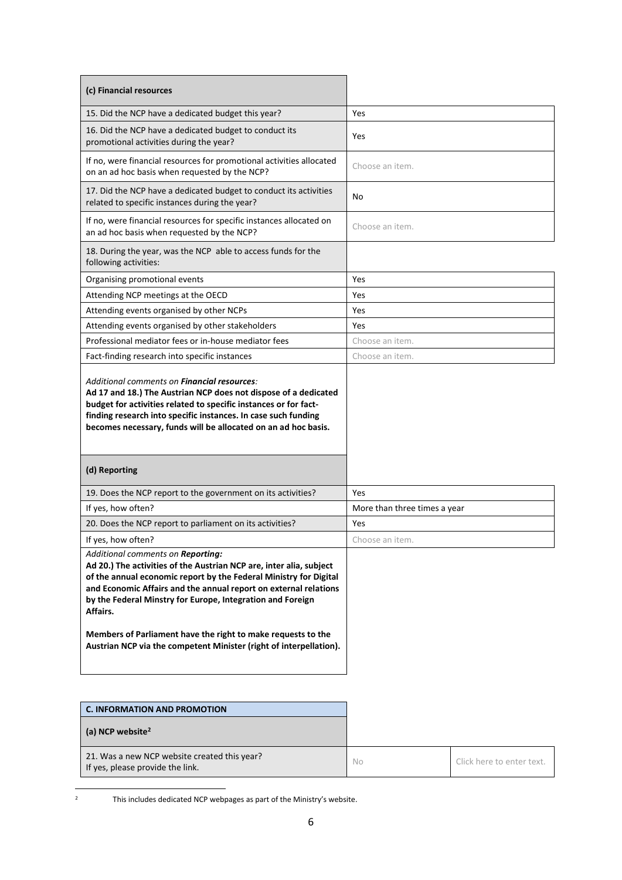| (c) Financial resources | |
|---|---|
| 15. Did the NCP have a dedicated budget this year? | Yes |
| 16. Did the NCP have a dedicated budget to conduct its promotional activities during the year? | Yes |
| If no, were financial resources for promotional activities allocated on an ad hoc basis when requested by the NCP? | Choose an item. |
| 17. Did the NCP have a dedicated budget to conduct its activities related to specific instances during the year? | No |
| If no, were financial resources for specific instances allocated on an ad hoc basis when requested by the NCP? | Choose an item. |
| 18. During the year, was the NCP able to access funds for the following activities: | |
| Organising promotional events | Yes |
| Attending NCP meetings at the OECD | Yes |
| Attending events organised by other NCPs | Yes |
| Attending events organised by other stakeholders | Yes |
| Professional mediator fees or in-house mediator fees | Choose an item. |
| Fact-finding research into specific instances | Choose an item. |
| *Additional comments on* ***Financial resources****:* **Ad 17 and 18.) The Austrian NCP does not dispose of a dedicated budget for activities related to specific instances or for fact-finding research into specific instances. In case such funding becomes necessary, funds will be allocated on an ad hoc basis.** | |

| (d) Reporting | |
|---|---|
| 19. Does the NCP report to the government on its activities? | Yes |
| If yes, how often? | More than three times a year |
| 20. Does the NCP report to parliament on its activities? | Yes |
| If yes, how often? | Choose an item. |
| *Additional comments on* ***Reporting:*** **Ad 20.) The activities of the Austrian NCP are, inter alia, subject of the annual economic report by the Federal Ministry for Digital and Economic Affairs and the annual report on external relations by the Federal Minstry for Europe, Integration and Foreign Affairs.** **Members of Parliament have the right to make requests to the Austrian NCP via the competent Minister (right of interpellation).** | |

| C. INFORMATION AND PROMOTION | | |
|---|---|---|
| (a) NCP website[2] | | |
| 21. Was a new NCP website created this year? If yes, please provide the link. | No | Click here to enter text. |

[2] This includes dedicated NCP webpages as part of the Ministry's website.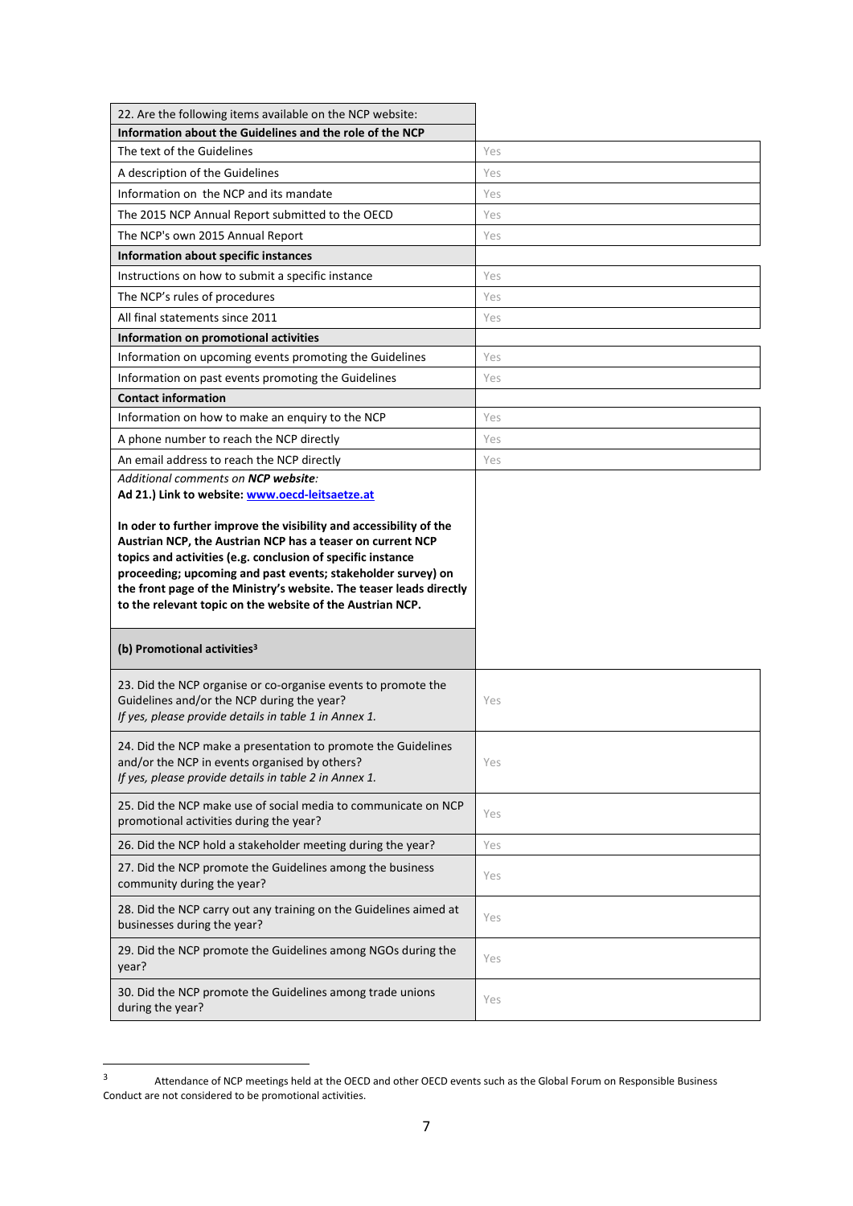| 22. Are the following items available on the NCP website: | |
|---|---|
| **Information about the Guidelines and the role of the NCP** | |
| The text of the Guidelines | Yes |
| A description of the Guidelines | Yes |
| Information on the NCP and its mandate | Yes |
| The 2015 NCP Annual Report submitted to the OECD | Yes |
| The NCP's own 2015 Annual Report | Yes |
| **Information about specific instances** | |
| Instructions on how to submit a specific instance | Yes |
| The NCP's rules of procedures | Yes |
| All final statements since 2011 | Yes |
| **Information on promotional activities** | |
| Information on upcoming events promoting the Guidelines | Yes |
| Information on past events promoting the Guidelines | Yes |
| **Contact information** | |
| Information on how to make an enquiry to the NCP | Yes |
| A phone number to reach the NCP directly | Yes |
| An email address to reach the NCP directly | Yes |
| *Additional comments on **NCP website**:* **Ad 21.) Link to website: www.oecd-leitsaetze.at** **In oder to further improve the visibility and accessibility of the Austrian NCP, the Austrian NCP has a teaser on current NCP topics and activities (e.g. conclusion of specific instance proceeding; upcoming and past events; stakeholder survey) on the front page of the Ministry's website. The teaser leads directly to the relevant topic on the website of the Austrian NCP.** | |
| **(b) Promotional activities[3]** | |
| 23. Did the NCP organise or co-organise events to promote the Guidelines and/or the NCP during the year? *If yes, please provide details in table 1 in Annex 1.* | Yes |
| 24. Did the NCP make a presentation to promote the Guidelines and/or the NCP in events organised by others? *If yes, please provide details in table 2 in Annex 1.* | Yes |
| 25. Did the NCP make use of social media to communicate on NCP promotional activities during the year? | Yes |
| 26. Did the NCP hold a stakeholder meeting during the year? | Yes |
| 27. Did the NCP promote the Guidelines among the business community during the year? | Yes |
| 28. Did the NCP carry out any training on the Guidelines aimed at businesses during the year? | Yes |
| 29. Did the NCP promote the Guidelines among NGOs during the year? | Yes |
| 30. Did the NCP promote the Guidelines among trade unions during the year? | Yes |

[3] Attendance of NCP meetings held at the OECD and other OECD events such as the Global Forum on Responsible Business Conduct are not considered to be promotional activities.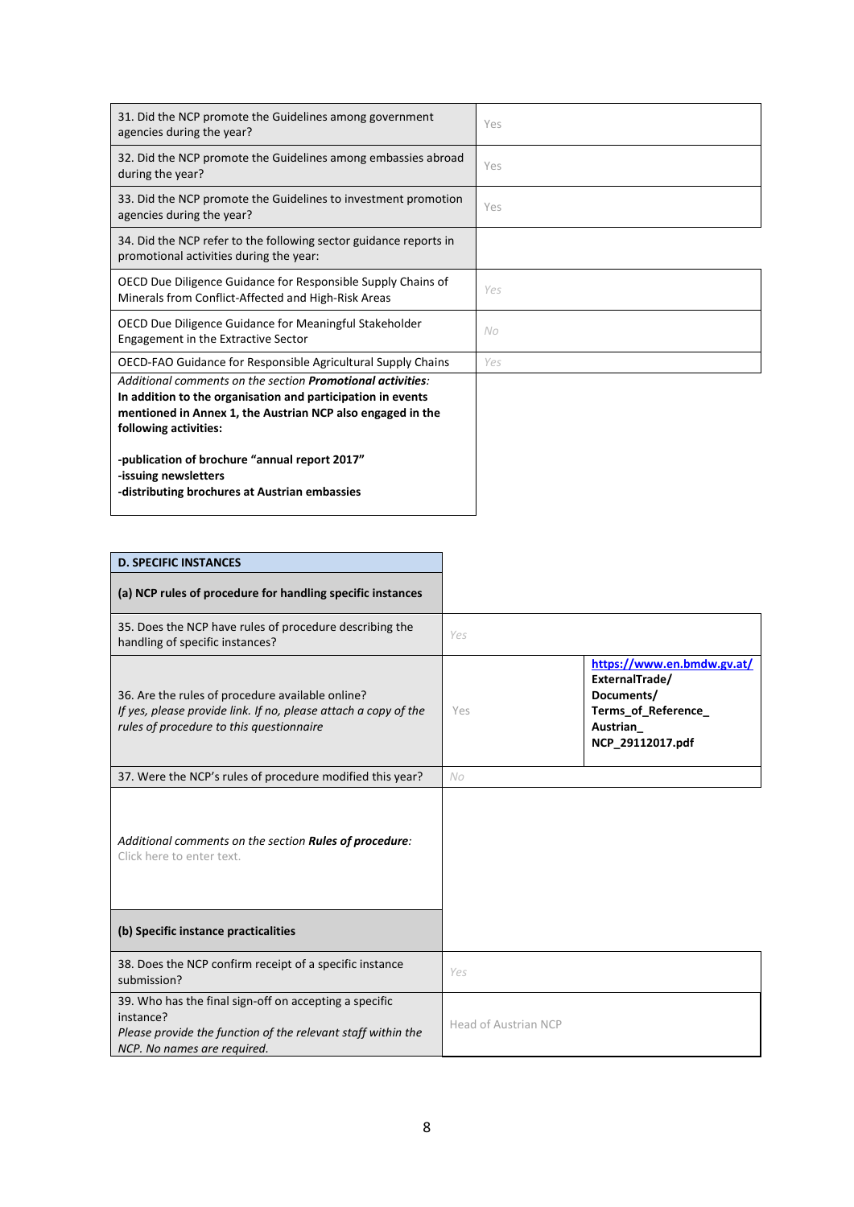| | |
|---|---|
| 31. Did the NCP promote the Guidelines among government agencies during the year? | Yes |
| 32. Did the NCP promote the Guidelines among embassies abroad during the year? | Yes |
| 33. Did the NCP promote the Guidelines to investment promotion agencies during the year? | Yes |
| 34. Did the NCP refer to the following sector guidance reports in promotional activities during the year: | |
| OECD Due Diligence Guidance for Responsible Supply Chains of Minerals from Conflict-Affected and High-Risk Areas | *Yes* |
| OECD Due Diligence Guidance for Meaningful Stakeholder Engagement in the Extractive Sector | *No* |
| OECD-FAO Guidance for Responsible Agricultural Supply Chains | *Yes* |
| *Additional comments on the section **Promotional activities**:* **In addition to the organisation and participation in events mentioned in Annex 1, the Austrian NCP also engaged in the following activities:** <br><br> **-publication of brochure "annual report 2017"** <br> **-issuing newsletters** <br> **-distributing brochures at Austrian embassies** | |

| **D. SPECIFIC INSTANCES** | | |
|---|---|---|
| **(a) NCP rules of procedure for handling specific instances** | | |
| 35. Does the NCP have rules of procedure describing the handling of specific instances? | *Yes* | |
| 36. Are the rules of procedure available online? *If yes, please provide link. If no, please attach a copy of the rules of procedure to this questionnaire* | Yes | **https://www.en.bmdw.gv.at/ExternalTrade/Documents/Terms_of_Reference_Austrian_NCP_29112017.pdf** |
| 37. Were the NCP's rules of procedure modified this year? | *No* | |
| *Additional comments on the section **Rules of procedure**:* Click here to enter text. | | |
| **(b) Specific instance practicalities** | | |
| 38. Does the NCP confirm receipt of a specific instance submission? | *Yes* | |
| 39. Who has the final sign-off on accepting a specific instance? *Please provide the function of the relevant staff within the NCP. No names are required.* | Head of Austrian NCP | |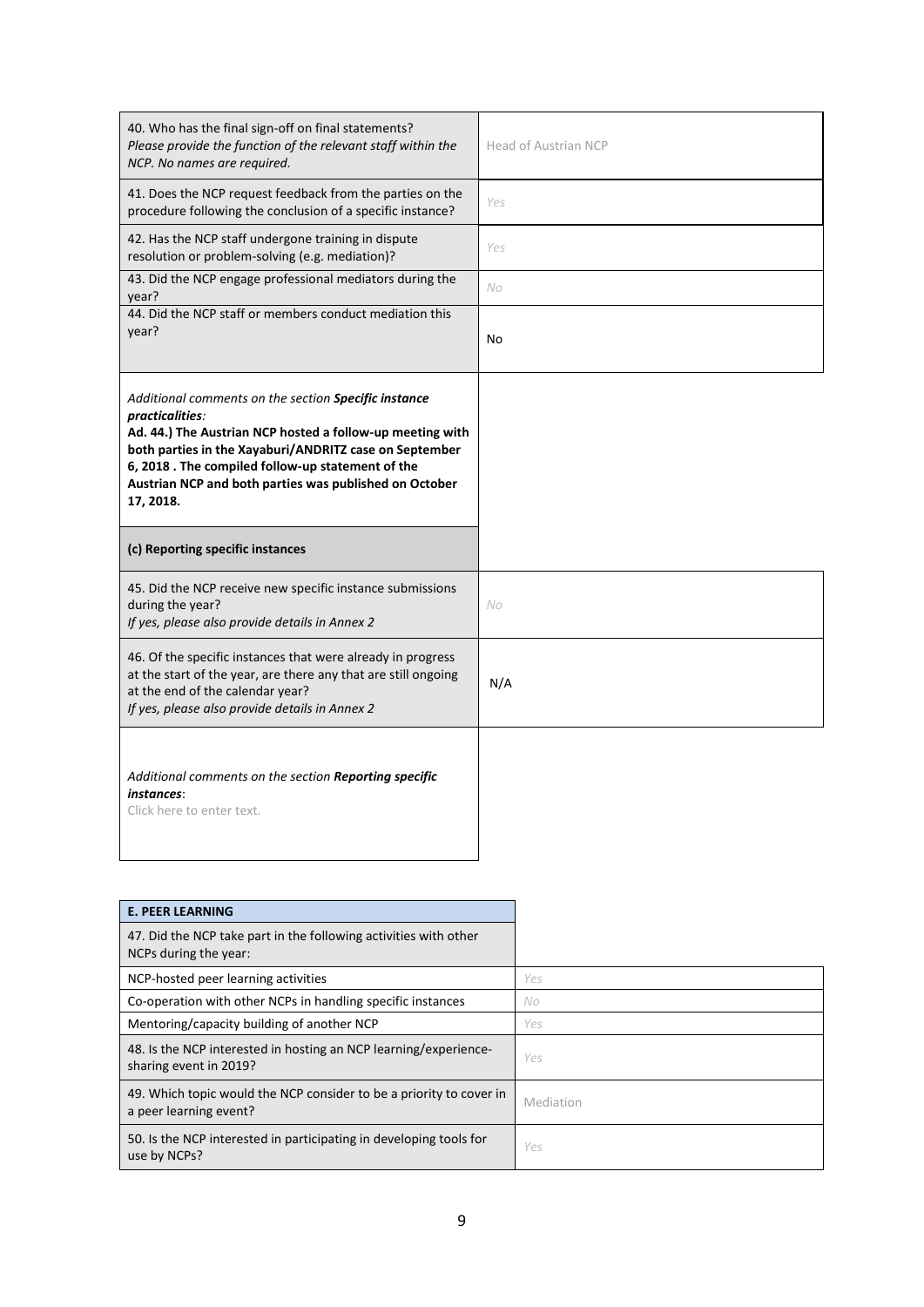| | |
|---|---|
| 40. Who has the final sign-off on final statements? *Please provide the function of the relevant staff within the NCP. No names are required.* | Head of Austrian NCP |
| 41. Does the NCP request feedback from the parties on the procedure following the conclusion of a specific instance? | Yes |
| 42. Has the NCP staff undergone training in dispute resolution or problem-solving (e.g. mediation)? | Yes |
| 43. Did the NCP engage professional mediators during the year? | No |
| 44. Did the NCP staff or members conduct mediation this year? | No |
| *Additional comments on the section **Specific instance practicalities**:* **Ad. 44.) The Austrian NCP hosted a follow-up meeting with both parties in the Xayaburi/ANDRITZ case on September 6, 2018 . The compiled follow-up statement of the Austrian NCP and both parties was published on October 17, 2018.** | |
| **(c) Reporting specific instances** | |
| 45. Did the NCP receive new specific instance submissions during the year? *If yes, please also provide details in Annex 2* | No |
| 46. Of the specific instances that were already in progress at the start of the year, are there any that are still ongoing at the end of the calendar year? *If yes, please also provide details in Annex 2* | N/A |
| *Additional comments on the section **Reporting specific instances**:* Click here to enter text. | |

| **E. PEER LEARNING** | |
|---|---|
| 47. Did the NCP take part in the following activities with other NCPs during the year: | |
| NCP-hosted peer learning activities | Yes |
| Co-operation with other NCPs in handling specific instances | No |
| Mentoring/capacity building of another NCP | Yes |
| 48. Is the NCP interested in hosting an NCP learning/experience-sharing event in 2019? | Yes |
| 49. Which topic would the NCP consider to be a priority to cover in a peer learning event? | Mediation |
| 50. Is the NCP interested in participating in developing tools for use by NCPs? | Yes |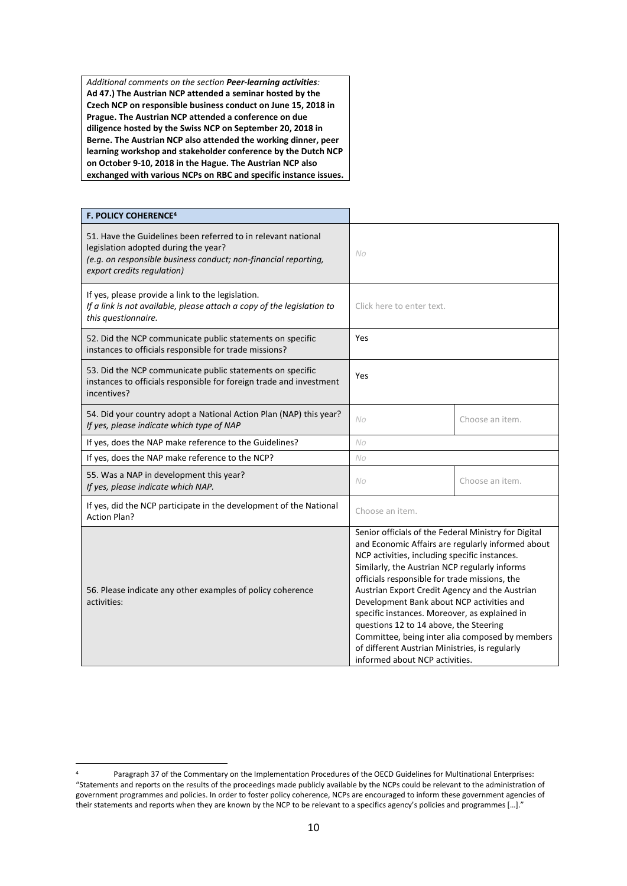*Additional comments on the section **Peer-learning activities**:*
**Ad 47.) The Austrian NCP attended a seminar hosted by the Czech NCP on responsible business conduct on June 15, 2018 in Prague. The Austrian NCP attended a conference on due diligence hosted by the Swiss NCP on September 20, 2018 in Berne. The Austrian NCP also attended the working dinner, peer learning workshop and stakeholder conference by the Dutch NCP on October 9-10, 2018 in the Hague. The Austrian NCP also exchanged with various NCPs on RBC and specific instance issues.**

| **F. POLICY COHERENCE**[4] | | |
|---|---|---|
| 51. Have the Guidelines been referred to in relevant national legislation adopted during the year? *(e.g. on responsible business conduct; non-financial reporting, export credits regulation)* | No | |
| If yes, please provide a link to the legislation. *If a link is not available, please attach a copy of the legislation to this questionnaire.* | Click here to enter text. | |
| 52. Did the NCP communicate public statements on specific instances to officials responsible for trade missions? | Yes | |
| 53. Did the NCP communicate public statements on specific instances to officials responsible for foreign trade and investment incentives? | Yes | |
| 54. Did your country adopt a National Action Plan (NAP) this year? *If yes, please indicate which type of NAP* | No | Choose an item. |
| If yes, does the NAP make reference to the Guidelines? | No | |
| If yes, does the NAP make reference to the NCP? | No | |
| 55. Was a NAP in development this year? *If yes, please indicate which NAP.* | No | Choose an item. |
| If yes, did the NCP participate in the development of the National Action Plan? | Choose an item. | |
| 56. Please indicate any other examples of policy coherence activities: | Senior officials of the Federal Ministry for Digital and Economic Affairs are regularly informed about NCP activities, including specific instances. Similarly, the Austrian NCP regularly informs officials responsible for trade missions, the Austrian Export Credit Agency and the Austrian Development Bank about NCP activities and specific instances. Moreover, as explained in questions 12 to 14 above, the Steering Committee, being inter alia composed by members of different Austrian Ministries, is regularly informed about NCP activities. | |

[4] Paragraph 37 of the Commentary on the Implementation Procedures of the OECD Guidelines for Multinational Enterprises: "Statements and reports on the results of the proceedings made publicly available by the NCPs could be relevant to the administration of government programmes and policies. In order to foster policy coherence, NCPs are encouraged to inform these government agencies of their statements and reports when they are known by the NCP to be relevant to a specifics agency's policies and programmes […]."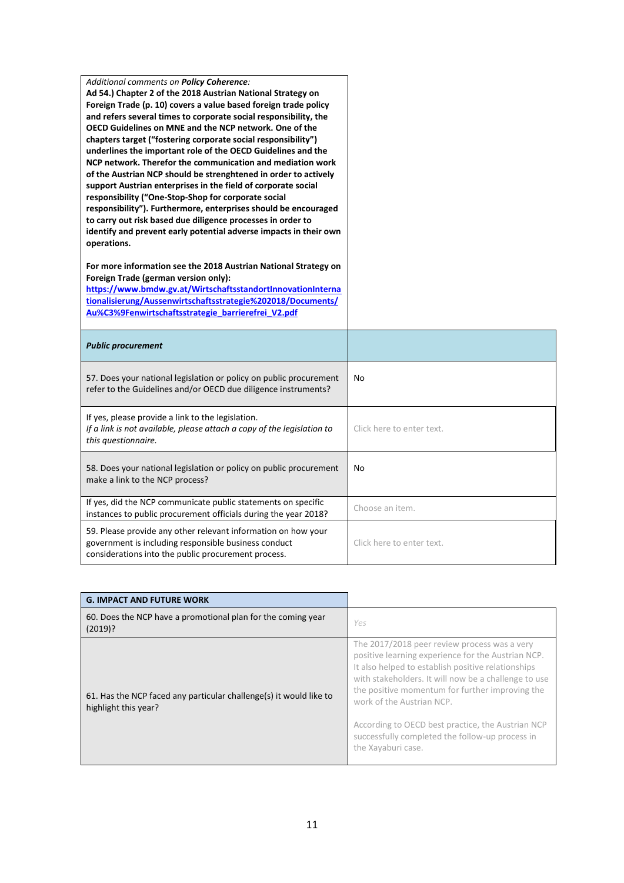*Additional comments on **Policy Coherence**:*
**Ad 54.) Chapter 2 of the 2018 Austrian National Strategy on Foreign Trade (p. 10) covers a value based foreign trade policy and refers several times to corporate social responsibility, the OECD Guidelines on MNE and the NCP network. One of the chapters target ("fostering corporate social responsibility") underlines the important role of the OECD Guidelines and the NCP network. Therefor the communication and mediation work of the Austrian NCP should be strenghtened in order to actively support Austrian enterprises in the field of corporate social responsibility ("One-Stop-Shop for corporate social responsibility"). Furthermore, enterprises should be encouraged to carry out risk based due diligence processes in order to identify and prevent early potential adverse impacts in their own operations.**

**For more information see the 2018 Austrian National Strategy on Foreign Trade (german version only):**
**https://www.bmdw.gv.at/WirtschaftsstandortInnovationInternationalisierung/Aussenwirtschaftsstrategie%202018/Documents/Au%C3%9Fenwirtschaftsstrategie_barrierefrei_V2.pdf**

| ***Public procurement*** | |
|---|---|
| 57. Does your national legislation or policy on public procurement refer to the Guidelines and/or OECD due diligence instruments? | No |
| If yes, please provide a link to the legislation. *If a link is not available, please attach a copy of the legislation to this questionnaire.* | Click here to enter text. |
| 58. Does your national legislation or policy on public procurement make a link to the NCP process? | No |
| If yes, did the NCP communicate public statements on specific instances to public procurement officials during the year 2018? | Choose an item. |
| 59. Please provide any other relevant information on how your government is including responsible business conduct considerations into the public procurement process. | Click here to enter text. |

| **G. IMPACT AND FUTURE WORK** | |
|---|---|
| 60. Does the NCP have a promotional plan for the coming year (2019)? | Yes |
| 61. Has the NCP faced any particular challenge(s) it would like to highlight this year? | The 2017/2018 peer review process was a very positive learning experience for the Austrian NCP. It also helped to establish positive relationships with stakeholders. It will now be a challenge to use the positive momentum for further improving the work of the Austrian NCP.<br><br>According to OECD best practice, the Austrian NCP successfully completed the follow-up process in the Xayaburi case. |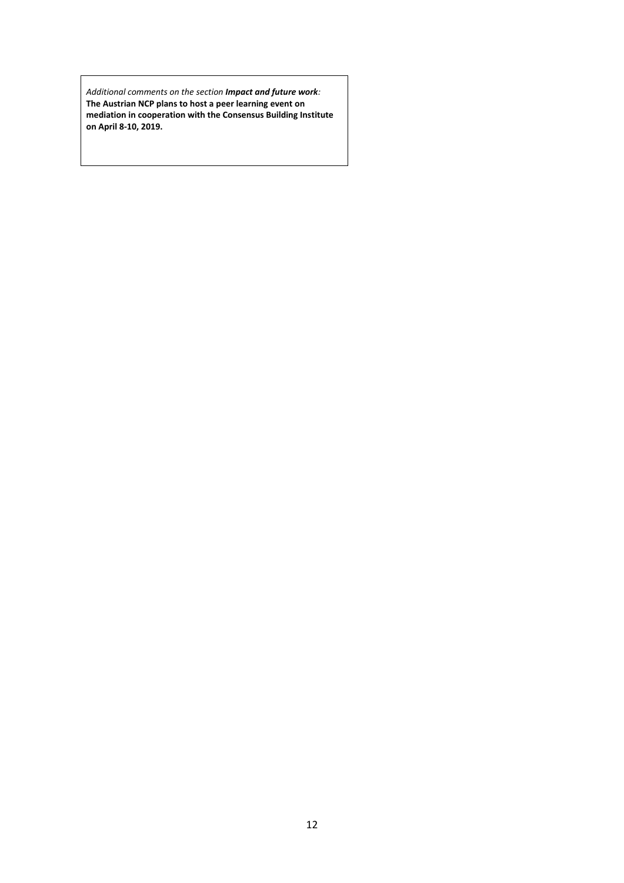*Additional comments on the section **Impact and future work**:*
**The Austrian NCP plans to host a peer learning event on mediation in cooperation with the Consensus Building Institute on April 8-10, 2019.**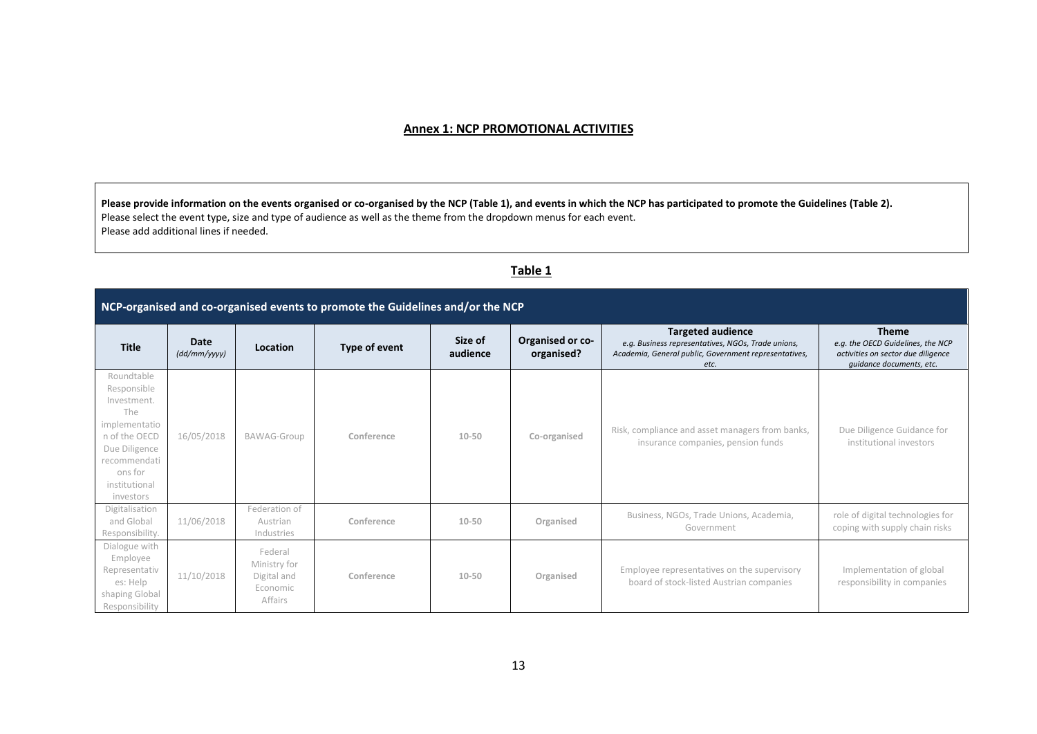## Annex 1: NCP PROMOTIONAL ACTIVITIES

**Please provide information on the events organised or co-organised by the NCP (Table 1), and events in which the NCP has participated to promote the Guidelines (Table 2).**
Please select the event type, size and type of audience as well as the theme from the dropdown menus for each event.
Please add additional lines if needed.

### Table 1

| NCP-organised and co-organised events to promote the Guidelines and/or the NCP | | | | | | | |
|---|---|---|---|---|---|---|---|
| **Title** | **Date** *(dd/mm/yyyy)* | **Location** | **Type of event** | **Size of audience** | **Organised or co-organised?** | **Targeted audience** *e.g. Business representatives, NGOs, Trade unions, Academia, General public, Government representatives, etc.* | **Theme** *e.g. the OECD Guidelines, the NCP activities on sector due diligence guidance documents, etc.* |
| Roundtable Responsible Investment. The implementation of the OECD Due Diligence recommendations for institutional investors | 16/05/2018 | BAWAG-Group | Conference | 10-50 | Co-organised | Risk, compliance and asset managers from banks, insurance companies, pension funds | Due Diligence Guidance for institutional investors |
| Digitalisation and Global Responsibility. | 11/06/2018 | Federation of Austrian Industries | Conference | 10-50 | Organised | Business, NGOs, Trade Unions, Academia, Government | role of digital technologies for coping with supply chain risks |
| Dialogue with Employee Representatives: Help shaping Global Responsibility | 11/10/2018 | Federal Ministry for Digital and Economic Affairs | Conference | 10-50 | Organised | Employee representatives on the supervisory board of stock-listed Austrian companies | Implementation of global responsibility in companies |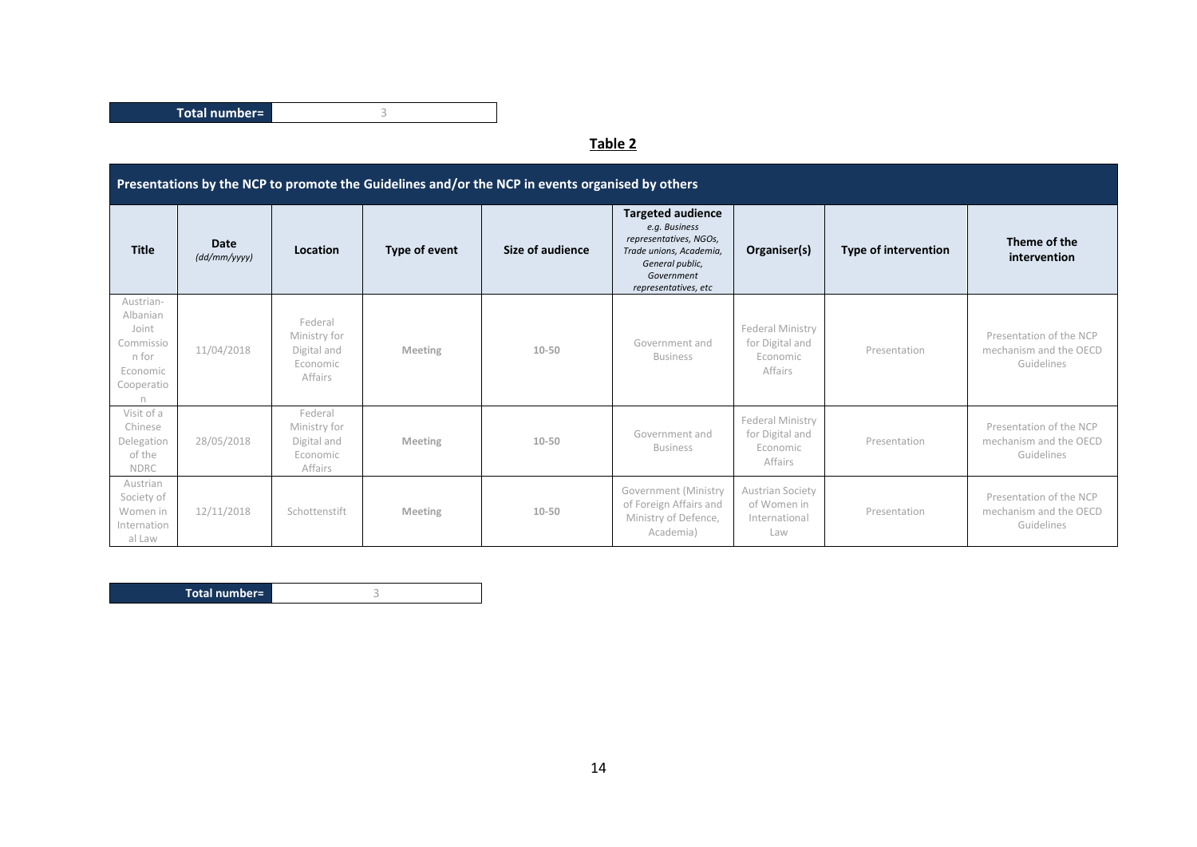| Total number= | 3 |
|---|---|

**Table 2**

| Presentations by the NCP to promote the Guidelines and/or the NCP in events organised by others | | | | | | | | |
|---|---|---|---|---|---|---|---|---|
| **Title** | **Date** *(dd/mm/yyyy)* | **Location** | **Type of event** | **Size of audience** | **Targeted audience** *e.g. Business representatives, NGOs, Trade unions, Academia, General public, Government representatives, etc* | **Organiser(s)** | **Type of intervention** | **Theme of the intervention** |
| Austrian-Albanian Joint Commission for Economic Cooperation | 11/04/2018 | Federal Ministry for Digital and Economic Affairs | Meeting | 10-50 | Government and Business | Federal Ministry for Digital and Economic Affairs | Presentation | Presentation of the NCP mechanism and the OECD Guidelines |
| Visit of a Chinese Delegation of the NDRC | 28/05/2018 | Federal Ministry for Digital and Economic Affairs | Meeting | 10-50 | Government and Business | Federal Ministry for Digital and Economic Affairs | Presentation | Presentation of the NCP mechanism and the OECD Guidelines |
| Austrian Society of Women in International Law | 12/11/2018 | Schottenstift | Meeting | 10-50 | Government (Ministry of Foreign Affairs and Ministry of Defence, Academia) | Austrian Society of Women in International Law | Presentation | Presentation of the NCP mechanism and the OECD Guidelines |

| Total number= | 3 |
|---|---|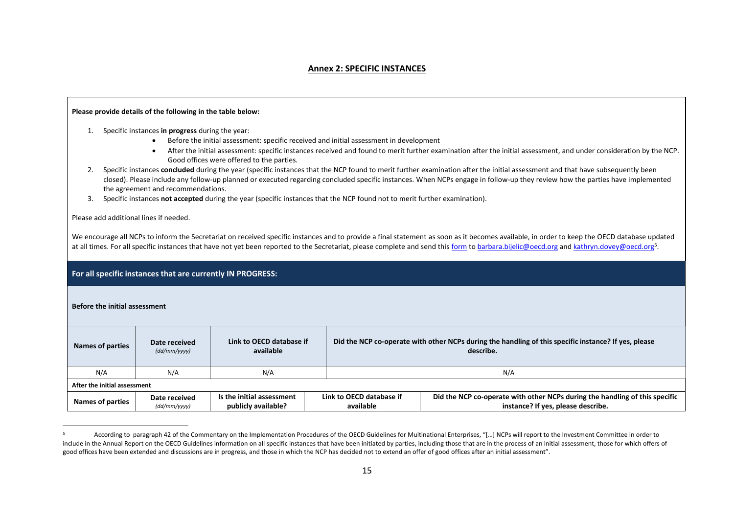## Annex 2: SPECIFIC INSTANCES

**Please provide details of the following in the table below:**

1. Specific instances **in progress** during the year:
   - Before the initial assessment: specific received and initial assessment in development
   - After the initial assessment: specific instances received and found to merit further examination after the initial assessment, and under consideration by the NCP. Good offices were offered to the parties.
2. Specific instances **concluded** during the year (specific instances that the NCP found to merit further examination after the initial assessment and that have subsequently been closed). Please include any follow-up planned or executed regarding concluded specific instances. When NCPs engage in follow-up they review how the parties have implemented the agreement and recommendations.
3. Specific instances **not accepted** during the year (specific instances that the NCP found not to merit further examination).

Please add additional lines if needed.

We encourage all NCPs to inform the Secretariat on received specific instances and to provide a final statement as soon as it becomes available, in order to keep the OECD database updated at all times. For all specific instances that have not yet been reported to the Secretariat, please complete and send this form to barbara.bijelic@oecd.org and kathryn.dovey@oecd.org[5].

**For all specific instances that are currently IN PROGRESS:**

**Before the initial assessment**

| Names of parties | Date received *(dd/mm/yyyy)* | Link to OECD database if available | Did the NCP co-operate with other NCPs during the handling of this specific instance? If yes, please describe. |
|---|---|---|---|
| N/A | N/A | N/A | N/A |

**After the initial assessment**

| Names of parties | Date received *(dd/mm/yyyy)* | Is the initial assessment publicly available? | Link to OECD database if available | Did the NCP co-operate with other NCPs during the handling of this specific instance? If yes, please describe. |
|---|---|---|---|---|

[5] According to paragraph 42 of the Commentary on the Implementation Procedures of the OECD Guidelines for Multinational Enterprises, "[…] NCPs will report to the Investment Committee in order to include in the Annual Report on the OECD Guidelines information on all specific instances that have been initiated by parties, including those that are in the process of an initial assessment, those for which offers of good offices have been extended and discussions are in progress, and those in which the NCP has decided not to extend an offer of good offices after an initial assessment".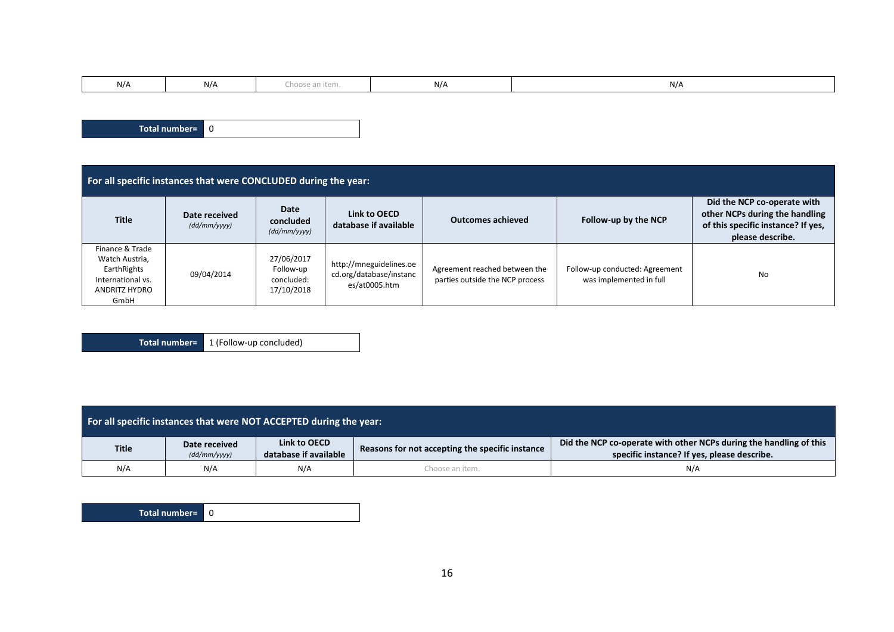| N/A | N/A | Choose an item. | N/A | N/A |
|---|---|---|---|---|

| Total number= | 0 |
|---|---|

| For all specific instances that were CONCLUDED during the year: | | | | | | |
|---|---|---|---|---|---|---|
| **Title** | **Date received** *(dd/mm/yyyy)* | **Date concluded** *(dd/mm/yyyy)* | **Link to OECD database if available** | **Outcomes achieved** | **Follow-up by the NCP** | **Did the NCP co-operate with other NCPs during the handling of this specific instance? If yes, please describe.** |
| Finance & Trade Watch Austria, EarthRights International vs. ANDRITZ HYDRO GmbH | 09/04/2014 | 27/06/2017 Follow-up concluded: 17/10/2018 | http://mneguidelines.oecd.org/database/instances/at0005.htm | Agreement reached between the parties outside the NCP process | Follow-up conducted: Agreement was implemented in full | No |

| Total number= | 1 (Follow-up concluded) |
|---|---|

| For all specific instances that were NOT ACCEPTED during the year: | | | | |
|---|---|---|---|---|
| **Title** | **Date received** *(dd/mm/yyyy)* | **Link to OECD database if available** | **Reasons for not accepting the specific instance** | **Did the NCP co-operate with other NCPs during the handling of this specific instance? If yes, please describe.** |
| N/A | N/A | N/A | Choose an item. | N/A |

| Total number= | 0 |
|---|---|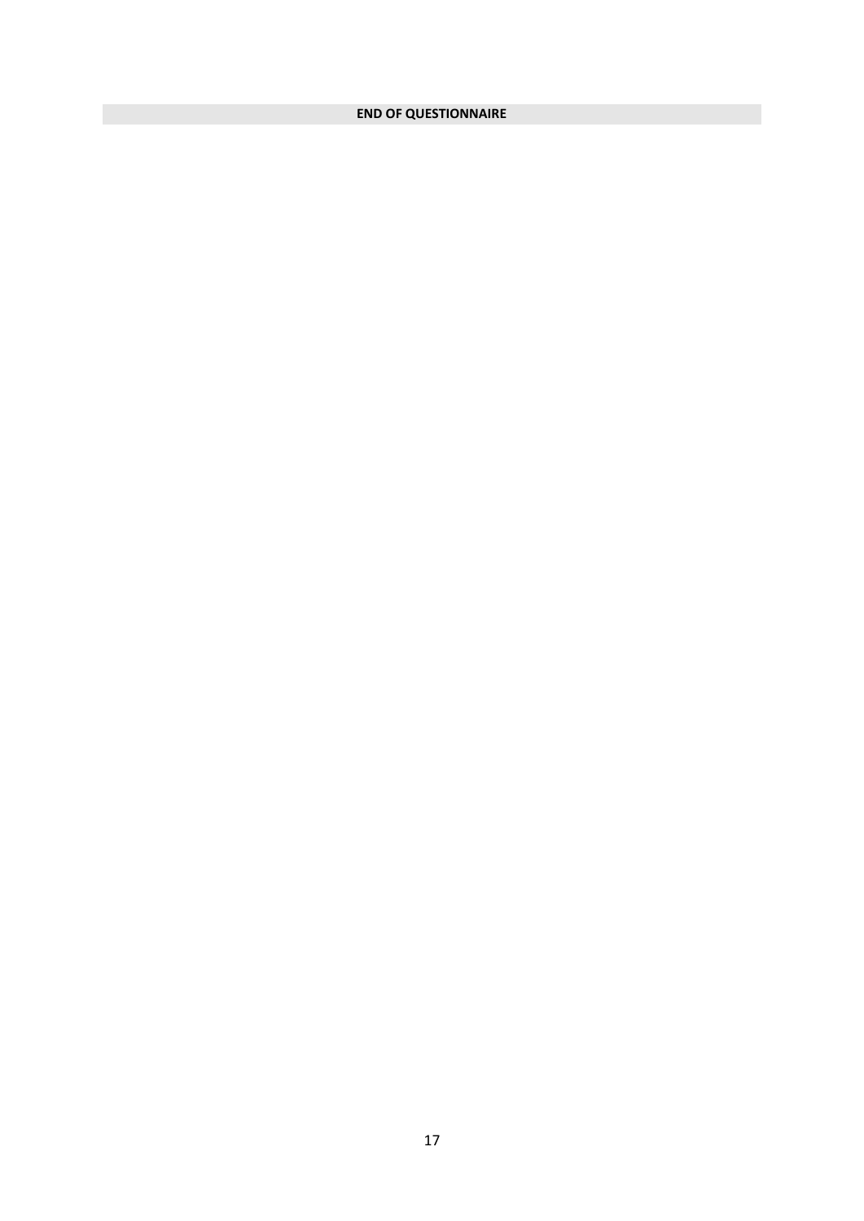**END OF QUESTIONNAIRE**